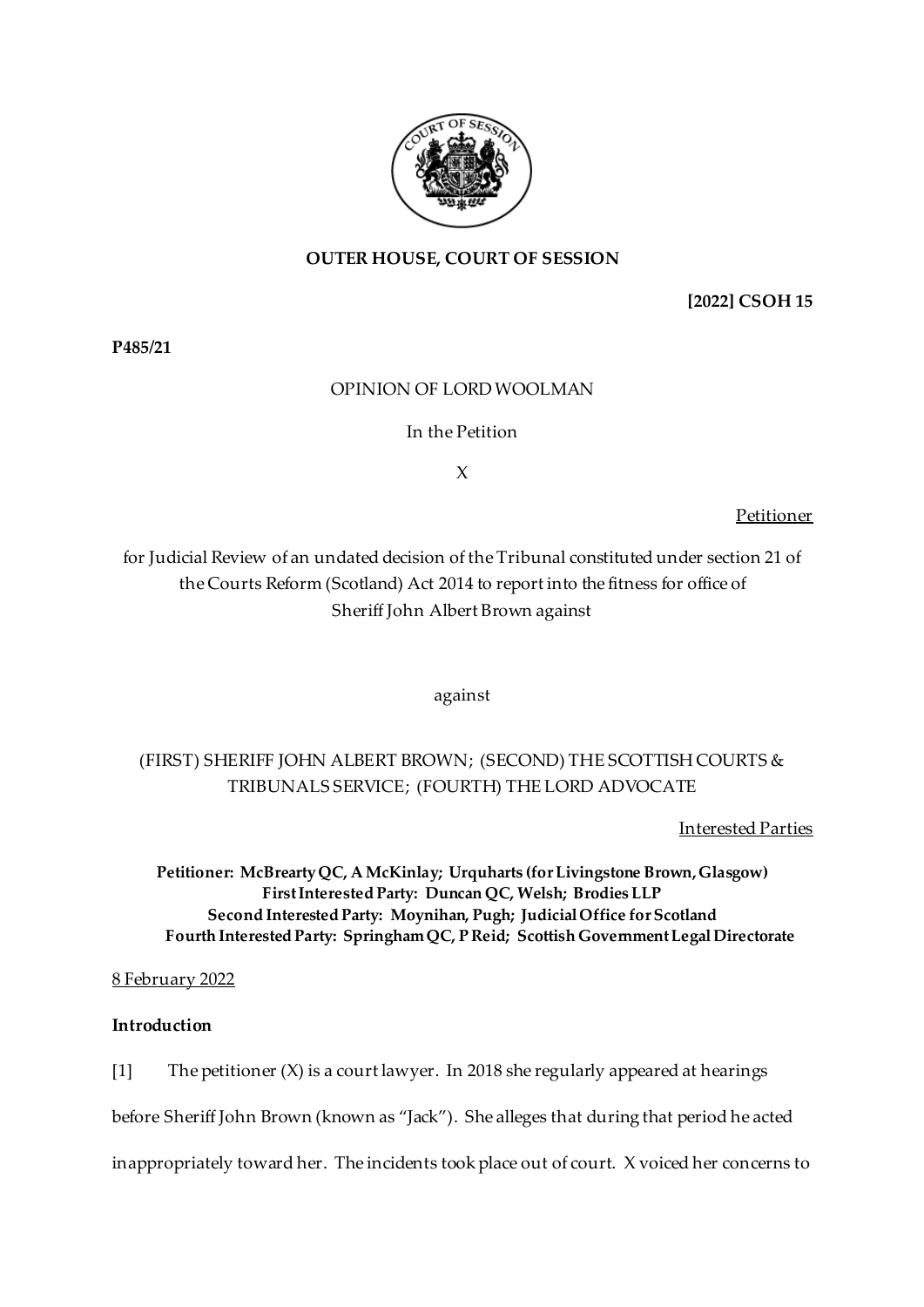**OUTER HOUSE, COURT OF SESSION**

**[2022] CSOH 15**

**P485/21**

OPINION OF LORD WOOLMAN

In the Petition

X

Petitioner

for Judicial Review of an undated decision of the Tribunal constituted under section 21 of the Courts Reform (Scotland) Act 2014 to report into the fitness for office of Sheriff John Albert Brown against

against

(FIRST) SHERIFF JOHN ALBERT BROWN; (SECOND) THE SCOTTISH COURTS & TRIBUNALS SERVICE; (FOURTH) THE LORD ADVOCATE

Interested Parties

**Petitioner: McBrearty QC, A McKinlay; Urquharts (for Livingstone Brown, Glasgow)**
**First Interested Party: Duncan QC, Welsh; Brodies LLP**
**Second Interested Party: Moynihan, Pugh; Judicial Office for Scotland**
**Fourth Interested Party: Springham QC, P Reid; Scottish Government Legal Directorate**

8 February 2022

**Introduction**

[1] The petitioner (X) is a court lawyer. In 2018 she regularly appeared at hearings before Sheriff John Brown (known as "Jack"). She alleges that during that period he acted inappropriately toward her. The incidents took place out of court. X voiced her concerns to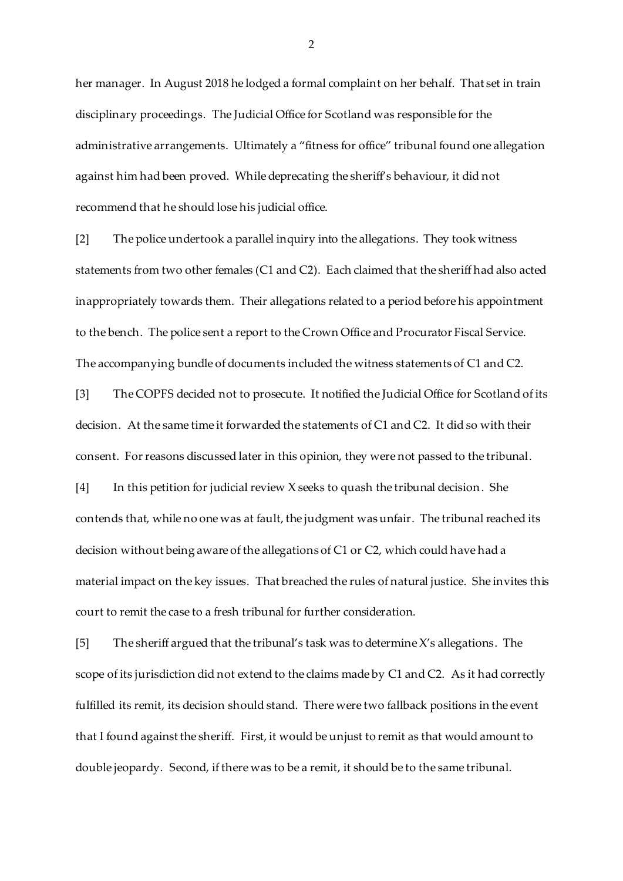her manager. In August 2018 he lodged a formal complaint on her behalf. That set in train disciplinary proceedings. The Judicial Office for Scotland was responsible for the administrative arrangements. Ultimately a "fitness for office" tribunal found one allegation against him had been proved. While deprecating the sheriff's behaviour, it did not recommend that he should lose his judicial office.

[2] The police undertook a parallel inquiry into the allegations. They took witness statements from two other females (C1 and C2). Each claimed that the sheriff had also acted inappropriately towards them. Their allegations related to a period before his appointment to the bench. The police sent a report to the Crown Office and Procurator Fiscal Service. The accompanying bundle of documents included the witness statements of C1 and C2.

[3] The COPFS decided not to prosecute. It notified the Judicial Office for Scotland of its decision. At the same time it forwarded the statements of C1 and C2. It did so with their consent. For reasons discussed later in this opinion, they were not passed to the tribunal.

[4] In this petition for judicial review X seeks to quash the tribunal decision. She contends that, while no one was at fault, the judgment was unfair. The tribunal reached its decision without being aware of the allegations of C1 or C2, which could have had a material impact on the key issues. That breached the rules of natural justice. She invites this court to remit the case to a fresh tribunal for further consideration.

[5] The sheriff argued that the tribunal's task was to determine X's allegations. The scope of its jurisdiction did not extend to the claims made by C1 and C2. As it had correctly fulfilled its remit, its decision should stand. There were two fallback positions in the event that I found against the sheriff. First, it would be unjust to remit as that would amount to double jeopardy. Second, if there was to be a remit, it should be to the same tribunal.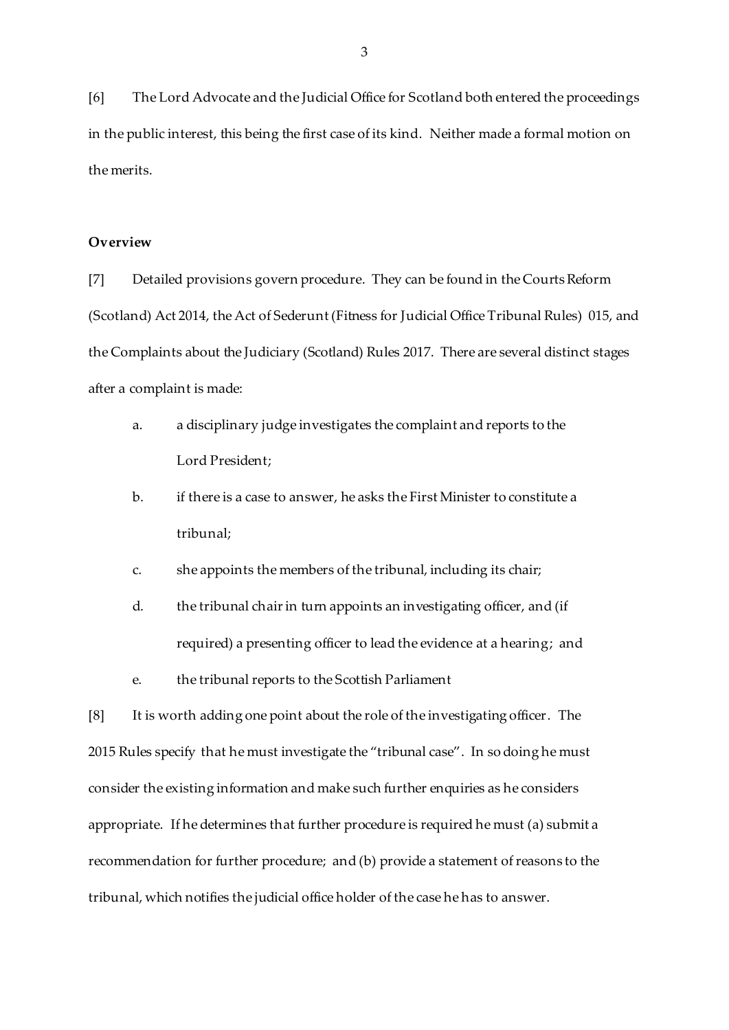[6] The Lord Advocate and the Judicial Office for Scotland both entered the proceedings in the public interest, this being the first case of its kind. Neither made a formal motion on the merits.

**Overview**

[7] Detailed provisions govern procedure. They can be found in the Courts Reform (Scotland) Act 2014, the Act of Sederunt (Fitness for Judicial Office Tribunal Rules) 015, and the Complaints about the Judiciary (Scotland) Rules 2017. There are several distinct stages after a complaint is made:

a. a disciplinary judge investigates the complaint and reports to the Lord President;

b. if there is a case to answer, he asks the First Minister to constitute a tribunal;

c. she appoints the members of the tribunal, including its chair;

d. the tribunal chair in turn appoints an investigating officer, and (if required) a presenting officer to lead the evidence at a hearing; and

e. the tribunal reports to the Scottish Parliament

[8] It is worth adding one point about the role of the investigating officer. The 2015 Rules specify that he must investigate the "tribunal case". In so doing he must consider the existing information and make such further enquiries as he considers appropriate. If he determines that further procedure is required he must (a) submit a recommendation for further procedure; and (b) provide a statement of reasons to the tribunal, which notifies the judicial office holder of the case he has to answer.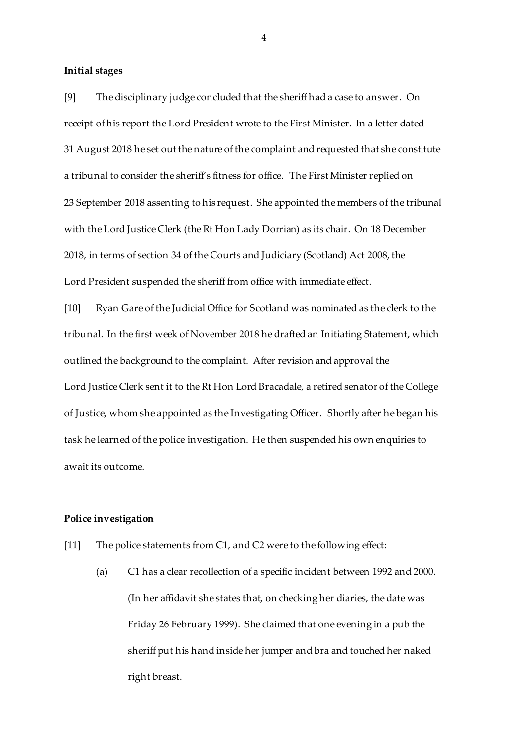**Initial stages**

[9] The disciplinary judge concluded that the sheriff had a case to answer. On receipt of his report the Lord President wrote to the First Minister. In a letter dated 31 August 2018 he set out the nature of the complaint and requested that she constitute a tribunal to consider the sheriff's fitness for office. The First Minister replied on 23 September 2018 assenting to his request. She appointed the members of the tribunal with the Lord Justice Clerk (the Rt Hon Lady Dorrian) as its chair. On 18 December 2018, in terms of section 34 of the Courts and Judiciary (Scotland) Act 2008, the Lord President suspended the sheriff from office with immediate effect.

[10] Ryan Gare of the Judicial Office for Scotland was nominated as the clerk to the tribunal. In the first week of November 2018 he drafted an Initiating Statement, which outlined the background to the complaint. After revision and approval the Lord Justice Clerk sent it to the Rt Hon Lord Bracadale, a retired senator of the College of Justice, whom she appointed as the Investigating Officer. Shortly after he began his task he learned of the police investigation. He then suspended his own enquiries to await its outcome.

**Police investigation**

[11] The police statements from C1, and C2 were to the following effect:

(a) C1 has a clear recollection of a specific incident between 1992 and 2000. (In her affidavit she states that, on checking her diaries, the date was Friday 26 February 1999). She claimed that one evening in a pub the sheriff put his hand inside her jumper and bra and touched her naked right breast.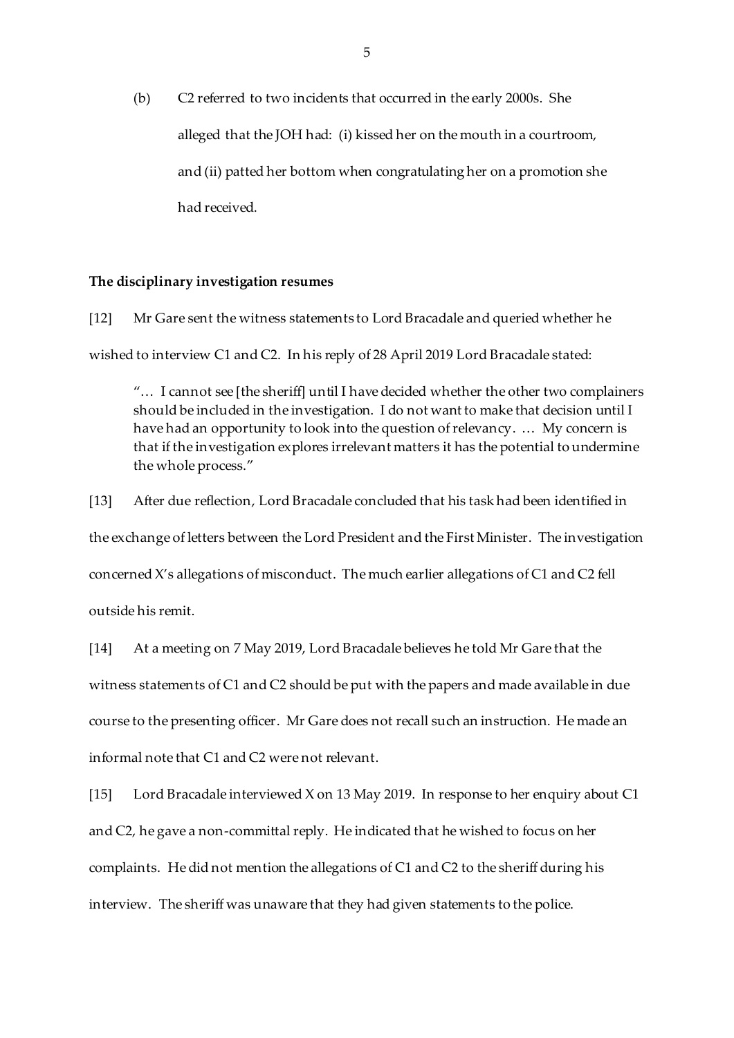(b) C2 referred to two incidents that occurred in the early 2000s. She alleged that the JOH had: (i) kissed her on the mouth in a courtroom, and (ii) patted her bottom when congratulating her on a promotion she had received.

**The disciplinary investigation resumes**

[12] Mr Gare sent the witness statements to Lord Bracadale and queried whether he wished to interview C1 and C2. In his reply of 28 April 2019 Lord Bracadale stated:

> "… I cannot see [the sheriff] until I have decided whether the other two complainers should be included in the investigation. I do not want to make that decision until I have had an opportunity to look into the question of relevancy. … My concern is that if the investigation explores irrelevant matters it has the potential to undermine the whole process."

[13] After due reflection, Lord Bracadale concluded that his task had been identified in the exchange of letters between the Lord President and the First Minister. The investigation concerned X's allegations of misconduct. The much earlier allegations of C1 and C2 fell outside his remit.

[14] At a meeting on 7 May 2019, Lord Bracadale believes he told Mr Gare that the witness statements of C1 and C2 should be put with the papers and made available in due course to the presenting officer. Mr Gare does not recall such an instruction. He made an informal note that C1 and C2 were not relevant.

[15] Lord Bracadale interviewed X on 13 May 2019. In response to her enquiry about C1 and C2, he gave a non-committal reply. He indicated that he wished to focus on her complaints. He did not mention the allegations of C1 and C2 to the sheriff during his interview. The sheriff was unaware that they had given statements to the police.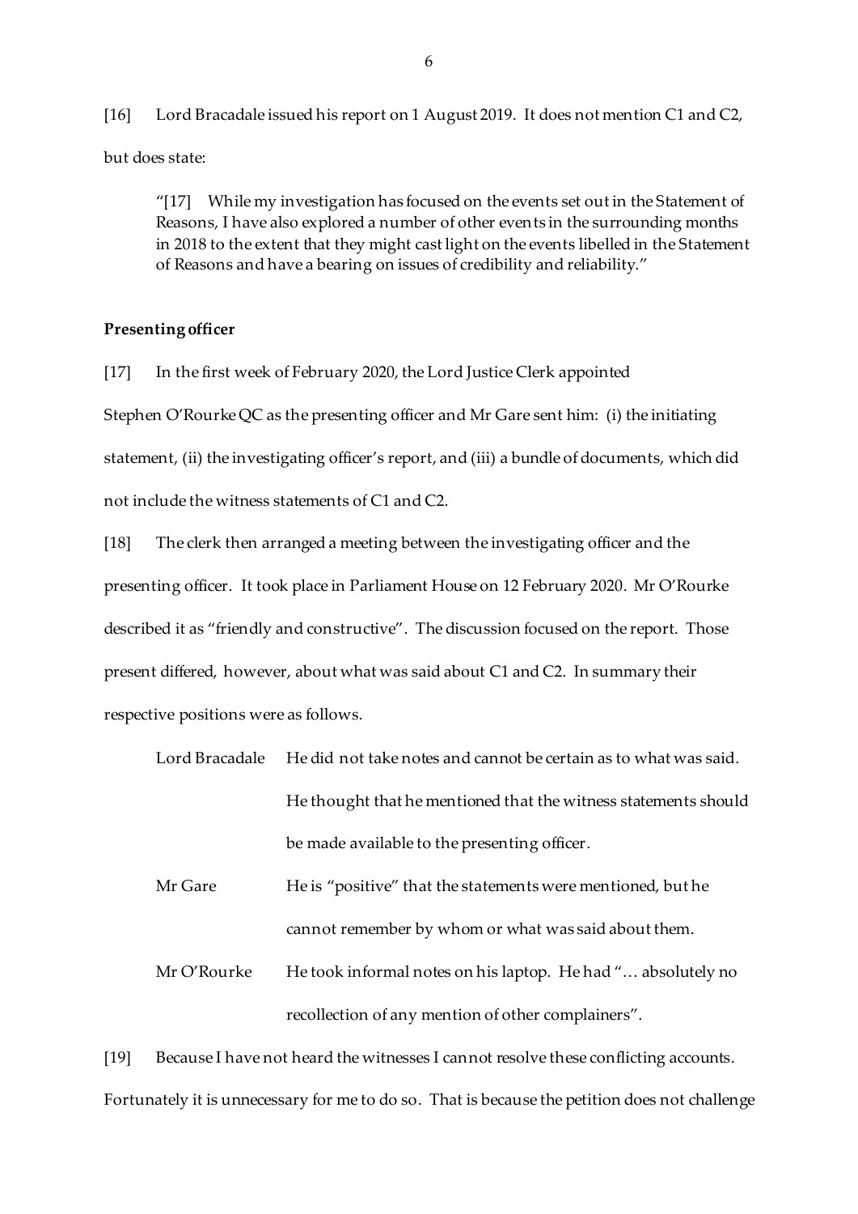[16] Lord Bracadale issued his report on 1 August 2019. It does not mention C1 and C2, but does state:

> "[17] While my investigation has focused on the events set out in the Statement of Reasons, I have also explored a number of other events in the surrounding months in 2018 to the extent that they might cast light on the events libelled in the Statement of Reasons and have a bearing on issues of credibility and reliability."

**Presenting officer**

[17] In the first week of February 2020, the Lord Justice Clerk appointed Stephen O'Rourke QC as the presenting officer and Mr Gare sent him: (i) the initiating statement, (ii) the investigating officer's report, and (iii) a bundle of documents, which did not include the witness statements of C1 and C2.

[18] The clerk then arranged a meeting between the investigating officer and the presenting officer. It took place in Parliament House on 12 February 2020. Mr O'Rourke described it as "friendly and constructive". The discussion focused on the report. Those present differed, however, about what was said about C1 and C2. In summary their respective positions were as follows.

| | |
|---|---|
| Lord Bracadale | He did not take notes and cannot be certain as to what was said. He thought that he mentioned that the witness statements should be made available to the presenting officer. |
| Mr Gare | He is "positive" that the statements were mentioned, but he cannot remember by whom or what was said about them. |
| Mr O'Rourke | He took informal notes on his laptop. He had "… absolutely no recollection of any mention of other complainers". |

[19] Because I have not heard the witnesses I cannot resolve these conflicting accounts. Fortunately it is unnecessary for me to do so. That is because the petition does not challenge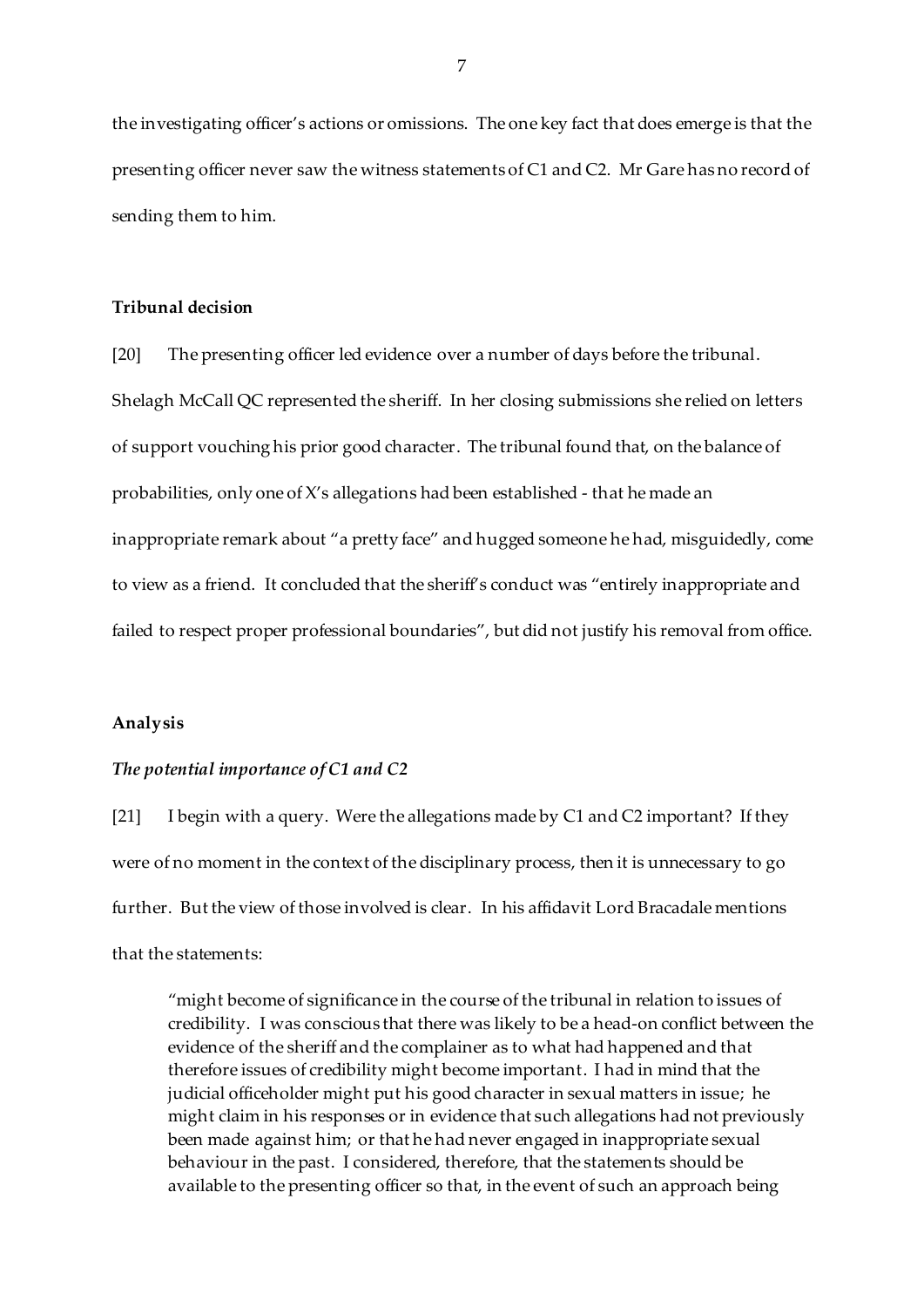the investigating officer's actions or omissions. The one key fact that does emerge is that the presenting officer never saw the witness statements of C1 and C2. Mr Gare has no record of sending them to him.

**Tribunal decision**

[20] The presenting officer led evidence over a number of days before the tribunal. Shelagh McCall QC represented the sheriff. In her closing submissions she relied on letters of support vouching his prior good character. The tribunal found that, on the balance of probabilities, only one of X's allegations had been established - that he made an inappropriate remark about "a pretty face" and hugged someone he had, misguidedly, come to view as a friend. It concluded that the sheriff's conduct was "entirely inappropriate and failed to respect proper professional boundaries", but did not justify his removal from office.

**Analysis**

***The potential importance of C1 and C2***

[21] I begin with a query. Were the allegations made by C1 and C2 important? If they were of no moment in the context of the disciplinary process, then it is unnecessary to go further. But the view of those involved is clear. In his affidavit Lord Bracadale mentions that the statements:

> "might become of significance in the course of the tribunal in relation to issues of credibility. I was conscious that there was likely to be a head-on conflict between the evidence of the sheriff and the complainer as to what had happened and that therefore issues of credibility might become important. I had in mind that the judicial officeholder might put his good character in sexual matters in issue; he might claim in his responses or in evidence that such allegations had not previously been made against him; or that he had never engaged in inappropriate sexual behaviour in the past. I considered, therefore, that the statements should be available to the presenting officer so that, in the event of such an approach being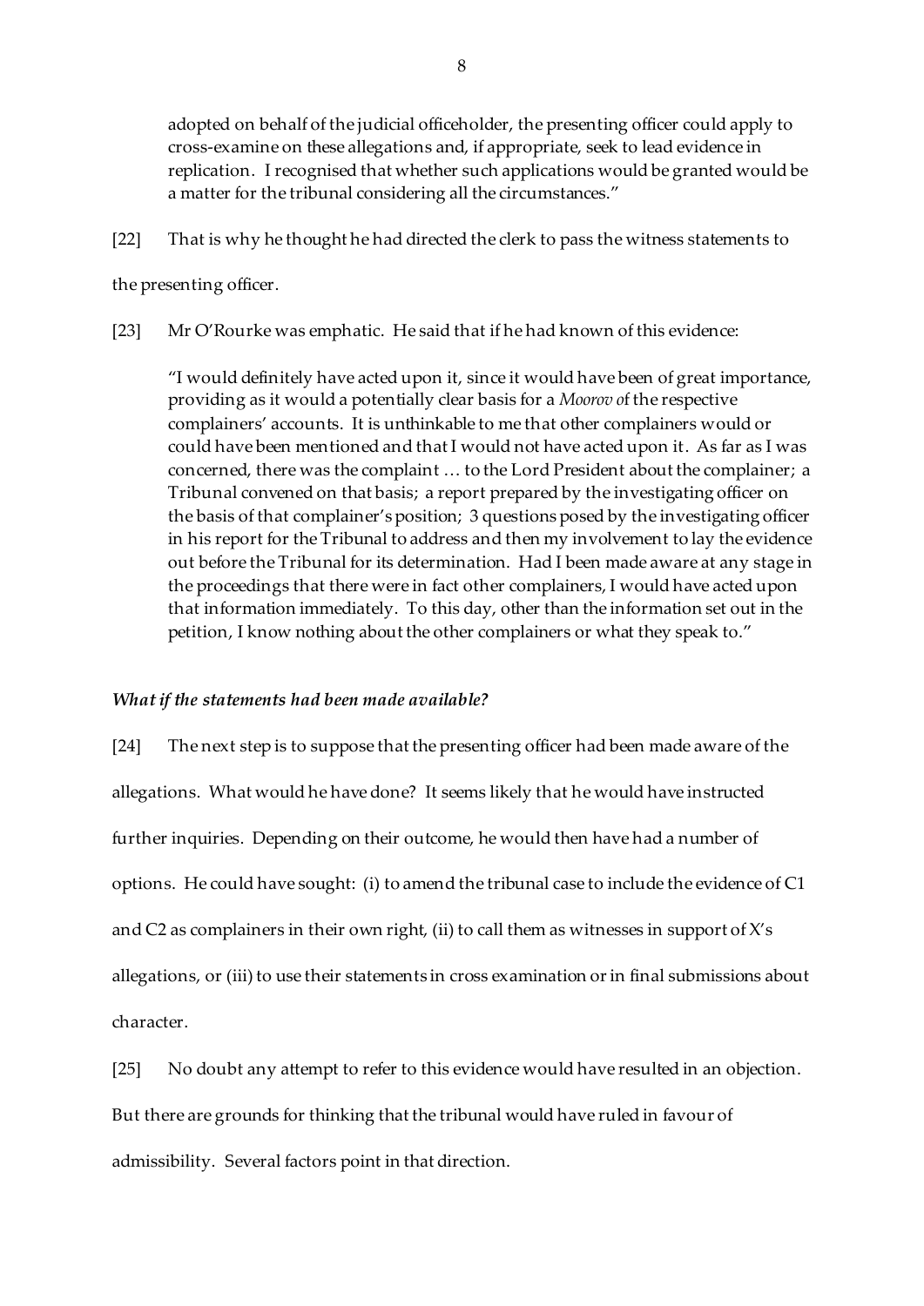> adopted on behalf of the judicial officeholder, the presenting officer could apply to cross-examine on these allegations and, if appropriate, seek to lead evidence in replication. I recognised that whether such applications would be granted would be a matter for the tribunal considering all the circumstances."

[22] That is why he thought he had directed the clerk to pass the witness statements to the presenting officer.

[23] Mr O'Rourke was emphatic. He said that if he had known of this evidence:

> "I would definitely have acted upon it, since it would have been of great importance, providing as it would a potentially clear basis for a *Moorov* of the respective complainers' accounts. It is unthinkable to me that other complainers would or could have been mentioned and that I would not have acted upon it. As far as I was concerned, there was the complaint … to the Lord President about the complainer; a Tribunal convened on that basis; a report prepared by the investigating officer on the basis of that complainer's position; 3 questions posed by the investigating officer in his report for the Tribunal to address and then my involvement to lay the evidence out before the Tribunal for its determination. Had I been made aware at any stage in the proceedings that there were in fact other complainers, I would have acted upon that information immediately. To this day, other than the information set out in the petition, I know nothing about the other complainers or what they speak to."

### *What if the statements had been made available?*

[24] The next step is to suppose that the presenting officer had been made aware of the allegations. What would he have done? It seems likely that he would have instructed further inquiries. Depending on their outcome, he would then have had a number of options. He could have sought: (i) to amend the tribunal case to include the evidence of C1 and C2 as complainers in their own right, (ii) to call them as witnesses in support of X's allegations, or (iii) to use their statements in cross examination or in final submissions about character.

[25] No doubt any attempt to refer to this evidence would have resulted in an objection. But there are grounds for thinking that the tribunal would have ruled in favour of admissibility. Several factors point in that direction.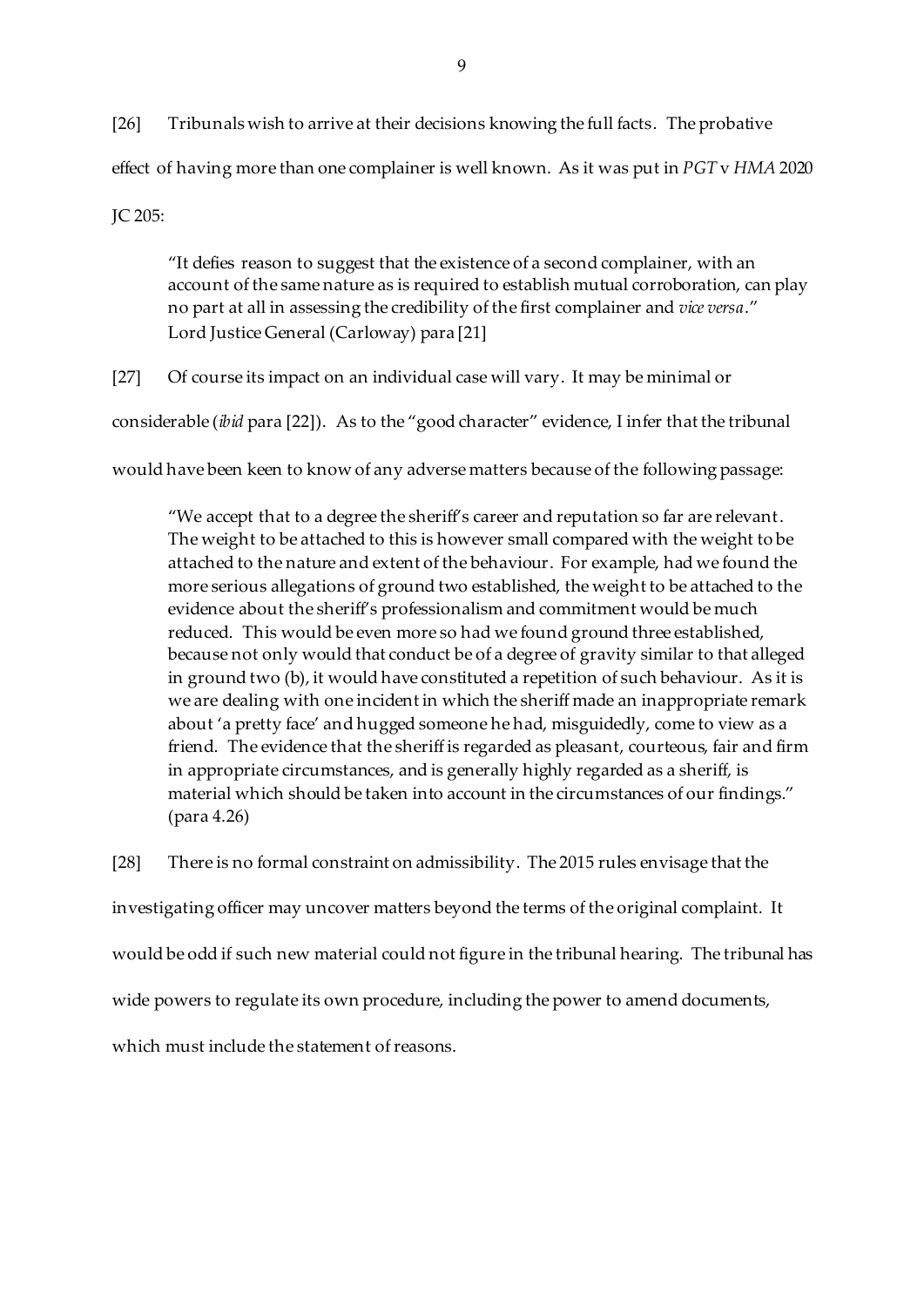[26] Tribunals wish to arrive at their decisions knowing the full facts. The probative effect of having more than one complainer is well known. As it was put in *PGT* v *HMA* 2020 JC 205:

> "It defies reason to suggest that the existence of a second complainer, with an account of the same nature as is required to establish mutual corroboration, can play no part at all in assessing the credibility of the first complainer and *vice versa*."
> Lord Justice General (Carloway) para [21]

[27] Of course its impact on an individual case will vary. It may be minimal or considerable (*ibid* para [22]). As to the "good character" evidence, I infer that the tribunal would have been keen to know of any adverse matters because of the following passage:

> "We accept that to a degree the sheriff's career and reputation so far are relevant. The weight to be attached to this is however small compared with the weight to be attached to the nature and extent of the behaviour. For example, had we found the more serious allegations of ground two established, the weight to be attached to the evidence about the sheriff's professionalism and commitment would be much reduced. This would be even more so had we found ground three established, because not only would that conduct be of a degree of gravity similar to that alleged in ground two (b), it would have constituted a repetition of such behaviour. As it is we are dealing with one incident in which the sheriff made an inappropriate remark about 'a pretty face' and hugged someone he had, misguidedly, come to view as a friend. The evidence that the sheriff is regarded as pleasant, courteous, fair and firm in appropriate circumstances, and is generally highly regarded as a sheriff, is material which should be taken into account in the circumstances of our findings." (para 4.26)

[28] There is no formal constraint on admissibility. The 2015 rules envisage that the investigating officer may uncover matters beyond the terms of the original complaint. It would be odd if such new material could not figure in the tribunal hearing. The tribunal has wide powers to regulate its own procedure, including the power to amend documents, which must include the statement of reasons.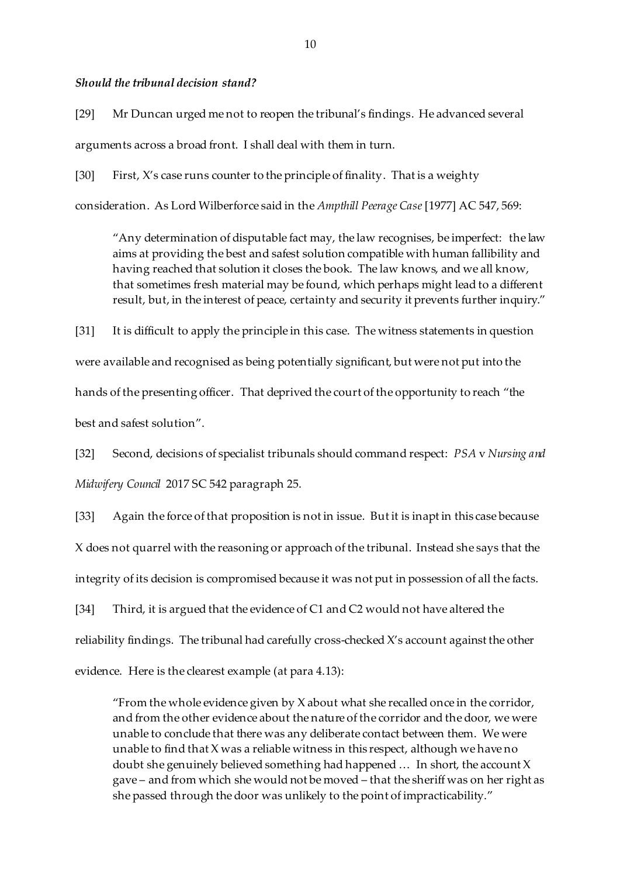***Should the tribunal decision stand?***

[29] Mr Duncan urged me not to reopen the tribunal's findings. He advanced several arguments across a broad front. I shall deal with them in turn.

[30] First, X's case runs counter to the principle of finality. That is a weighty consideration. As Lord Wilberforce said in the *Ampthill Peerage Case* [1977] AC 547, 569:

> "Any determination of disputable fact may, the law recognises, be imperfect: the law aims at providing the best and safest solution compatible with human fallibility and having reached that solution it closes the book. The law knows, and we all know, that sometimes fresh material may be found, which perhaps might lead to a different result, but, in the interest of peace, certainty and security it prevents further inquiry."

[31] It is difficult to apply the principle in this case. The witness statements in question were available and recognised as being potentially significant, but were not put into the hands of the presenting officer. That deprived the court of the opportunity to reach "the best and safest solution".

[32] Second, decisions of specialist tribunals should command respect: *PSA* v *Nursing and Midwifery Council* 2017 SC 542 paragraph 25.

[33] Again the force of that proposition is not in issue. But it is inapt in this case because X does not quarrel with the reasoning or approach of the tribunal. Instead she says that the integrity of its decision is compromised because it was not put in possession of all the facts.

[34] Third, it is argued that the evidence of C1 and C2 would not have altered the reliability findings. The tribunal had carefully cross-checked X's account against the other evidence. Here is the clearest example (at para 4.13):

> "From the whole evidence given by X about what she recalled once in the corridor, and from the other evidence about the nature of the corridor and the door, we were unable to conclude that there was any deliberate contact between them. We were unable to find that X was a reliable witness in this respect, although we have no doubt she genuinely believed something had happened … In short, the account X gave – and from which she would not be moved – that the sheriff was on her right as she passed through the door was unlikely to the point of impracticability."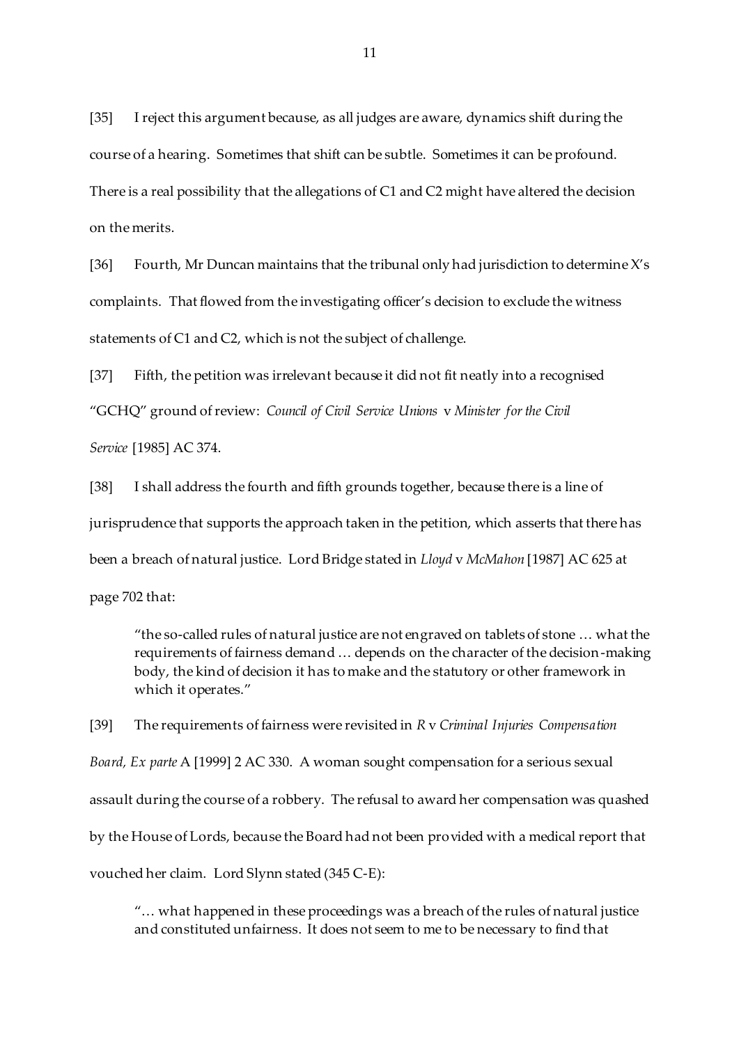[35] I reject this argument because, as all judges are aware, dynamics shift during the course of a hearing. Sometimes that shift can be subtle. Sometimes it can be profound. There is a real possibility that the allegations of C1 and C2 might have altered the decision on the merits.

[36] Fourth, Mr Duncan maintains that the tribunal only had jurisdiction to determine X's complaints. That flowed from the investigating officer's decision to exclude the witness statements of C1 and C2, which is not the subject of challenge.

[37] Fifth, the petition was irrelevant because it did not fit neatly into a recognised "GCHQ" ground of review: *Council of Civil Service Unions* v *Minister for the Civil Service* [1985] AC 374.

[38] I shall address the fourth and fifth grounds together, because there is a line of jurisprudence that supports the approach taken in the petition, which asserts that there has been a breach of natural justice. Lord Bridge stated in *Lloyd* v *McMahon* [1987] AC 625 at page 702 that:

> "the so-called rules of natural justice are not engraved on tablets of stone … what the requirements of fairness demand … depends on the character of the decision-making body, the kind of decision it has to make and the statutory or other framework in which it operates."

[39] The requirements of fairness were revisited in *R* v *Criminal Injuries Compensation Board, Ex parte* A [1999] 2 AC 330. A woman sought compensation for a serious sexual assault during the course of a robbery. The refusal to award her compensation was quashed by the House of Lords, because the Board had not been provided with a medical report that vouched her claim. Lord Slynn stated (345 C-E):

> "… what happened in these proceedings was a breach of the rules of natural justice and constituted unfairness. It does not seem to me to be necessary to find that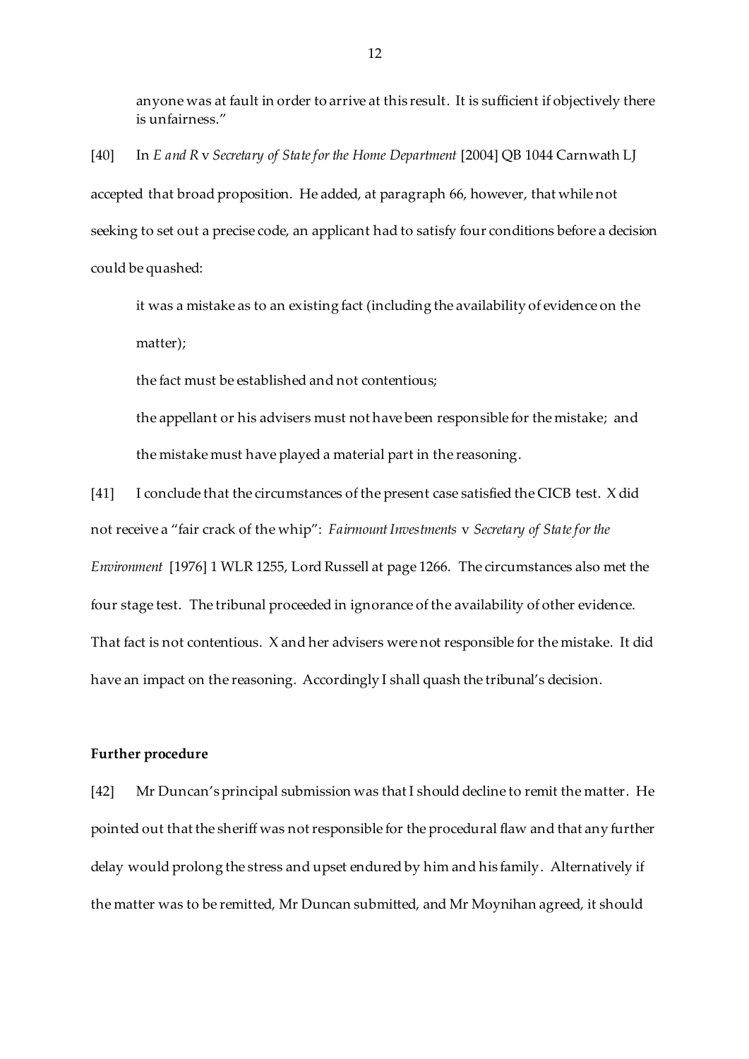anyone was at fault in order to arrive at this result. It is sufficient if objectively there is unfairness."

[40] In *E and R* v *Secretary of State for the Home Department* [2004] QB 1044 Carnwath LJ accepted that broad proposition. He added, at paragraph 66, however, that while not seeking to set out a precise code, an applicant had to satisfy four conditions before a decision could be quashed:

> it was a mistake as to an existing fact (including the availability of evidence on the matter);
>
> the fact must be established and not contentious;
>
> the appellant or his advisers must not have been responsible for the mistake; and
>
> the mistake must have played a material part in the reasoning.

[41] I conclude that the circumstances of the present case satisfied the CICB test. X did not receive a "fair crack of the whip": *Fairmount Investments* v *Secretary of State for the Environment* [1976] 1 WLR 1255, Lord Russell at page 1266. The circumstances also met the four stage test. The tribunal proceeded in ignorance of the availability of other evidence. That fact is not contentious. X and her advisers were not responsible for the mistake. It did have an impact on the reasoning. Accordingly I shall quash the tribunal's decision.

**Further procedure**

[42] Mr Duncan's principal submission was that I should decline to remit the matter. He pointed out that the sheriff was not responsible for the procedural flaw and that any further delay would prolong the stress and upset endured by him and his family. Alternatively if the matter was to be remitted, Mr Duncan submitted, and Mr Moynihan agreed, it should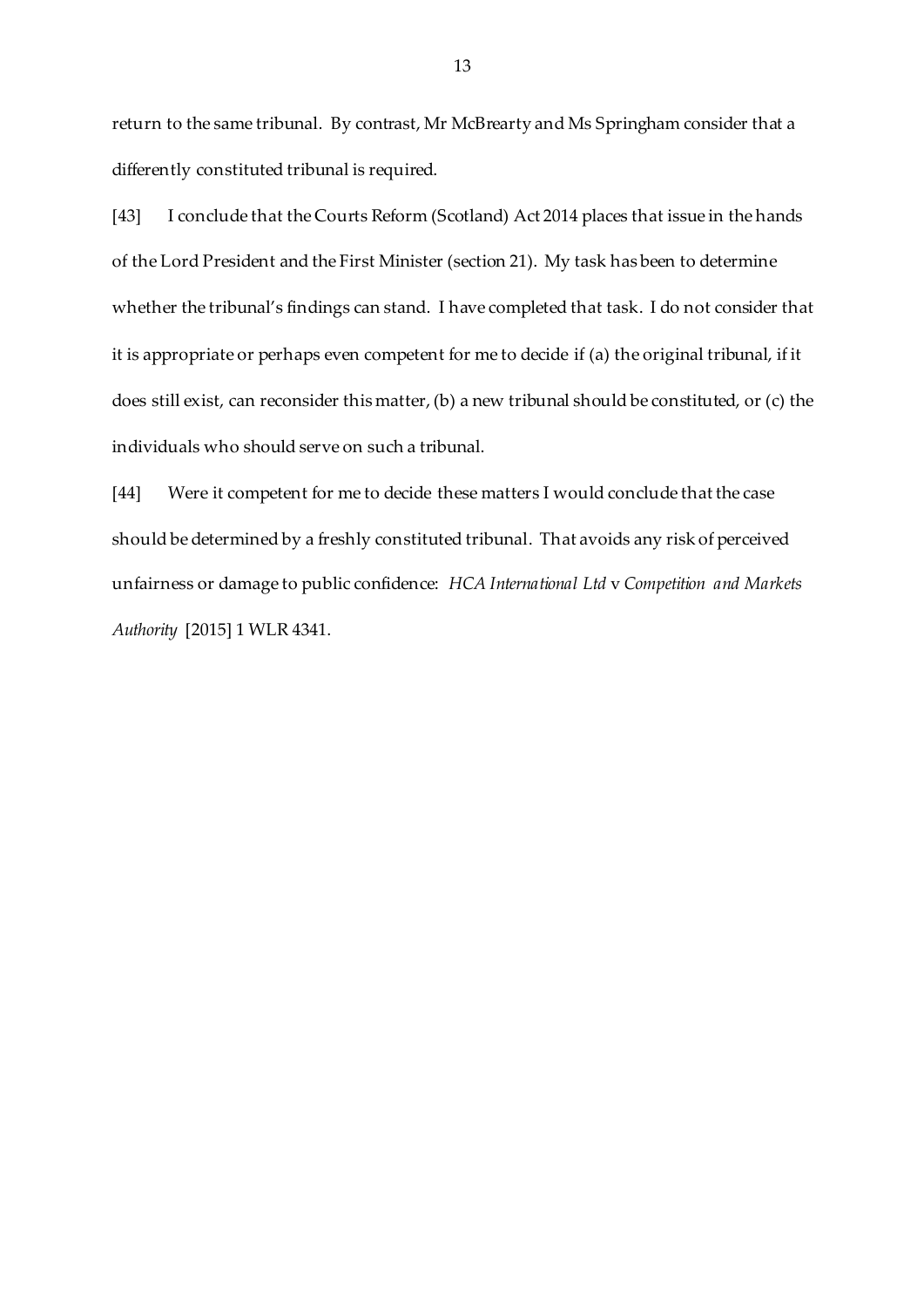return to the same tribunal. By contrast, Mr McBrearty and Ms Springham consider that a differently constituted tribunal is required.

[43] I conclude that the Courts Reform (Scotland) Act 2014 places that issue in the hands of the Lord President and the First Minister (section 21). My task has been to determine whether the tribunal's findings can stand. I have completed that task. I do not consider that it is appropriate or perhaps even competent for me to decide if (a) the original tribunal, if it does still exist, can reconsider this matter, (b) a new tribunal should be constituted, or (c) the individuals who should serve on such a tribunal.

[44] Were it competent for me to decide these matters I would conclude that the case should be determined by a freshly constituted tribunal. That avoids any risk of perceived unfairness or damage to public confidence: *HCA International Ltd* v *Competition and Markets Authority* [2015] 1 WLR 4341.